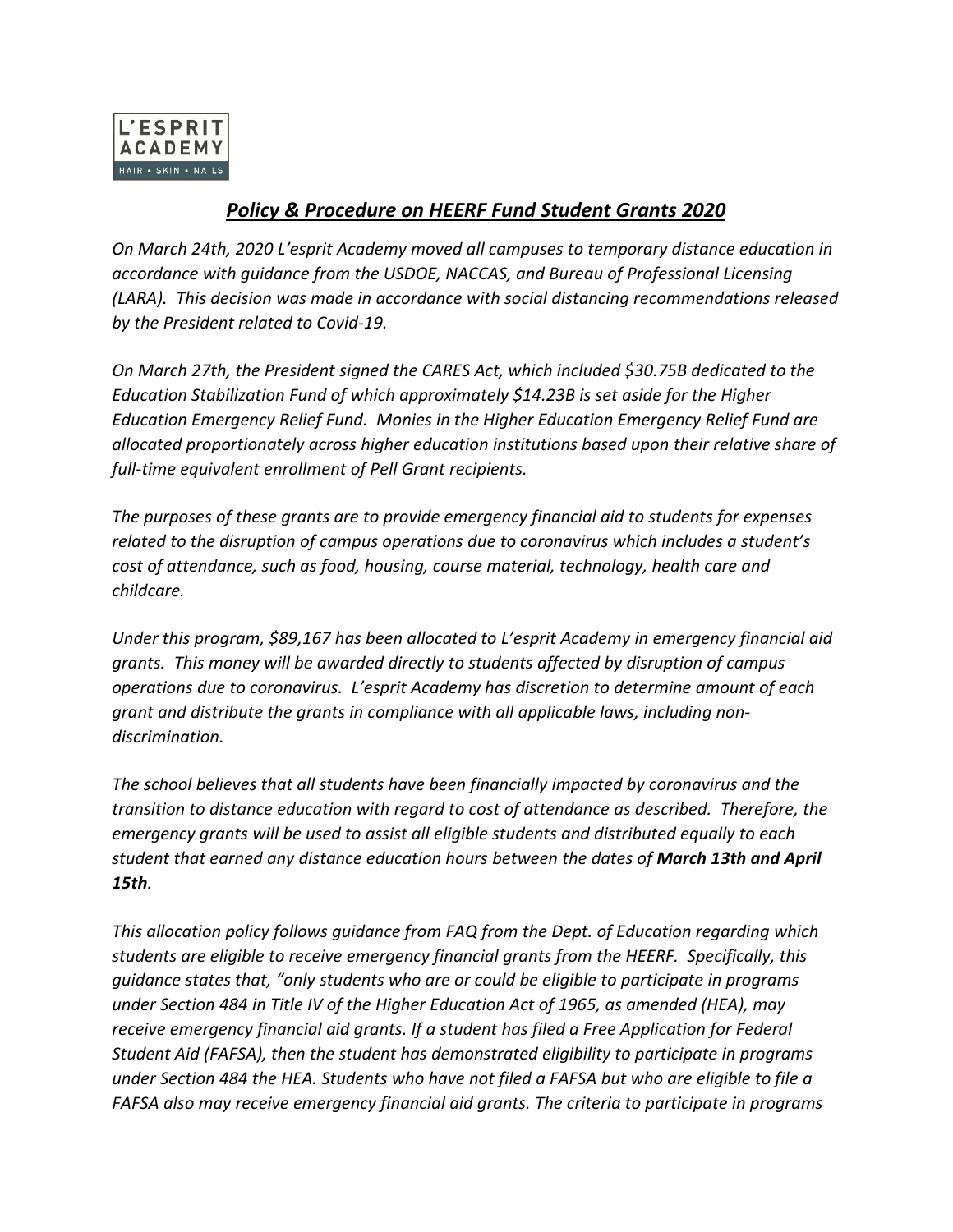L'ESPRIT ACADEMY
HAIR • SKIN • NAILS

# ***Policy & Procedure on HEERF Fund Student Grants 2020***

*On March 24th, 2020 L'esprit Academy moved all campuses to temporary distance education in accordance with guidance from the USDOE, NACCAS, and Bureau of Professional Licensing (LARA). This decision was made in accordance with social distancing recommendations released by the President related to Covid-19.*

*On March 27th, the President signed the CARES Act, which included $30.75B dedicated to the Education Stabilization Fund of which approximately $14.23B is set aside for the Higher Education Emergency Relief Fund. Monies in the Higher Education Emergency Relief Fund are allocated proportionately across higher education institutions based upon their relative share of full-time equivalent enrollment of Pell Grant recipients.*

*The purposes of these grants are to provide emergency financial aid to students for expenses related to the disruption of campus operations due to coronavirus which includes a student's cost of attendance, such as food, housing, course material, technology, health care and childcare.*

*Under this program, $89,167 has been allocated to L'esprit Academy in emergency financial aid grants. This money will be awarded directly to students affected by disruption of campus operations due to coronavirus. L'esprit Academy has discretion to determine amount of each grant and distribute the grants in compliance with all applicable laws, including non-discrimination.*

*The school believes that all students have been financially impacted by coronavirus and the transition to distance education with regard to cost of attendance as described. Therefore, the emergency grants will be used to assist all eligible students and distributed equally to each student that earned any distance education hours between the dates of* ***March 13th and April 15th****.*

*This allocation policy follows guidance from FAQ from the Dept. of Education regarding which students are eligible to receive emergency financial grants from the HEERF. Specifically, this guidance states that, "only students who are or could be eligible to participate in programs under Section 484 in Title IV of the Higher Education Act of 1965, as amended (HEA), may receive emergency financial aid grants. If a student has filed a Free Application for Federal Student Aid (FAFSA), then the student has demonstrated eligibility to participate in programs under Section 484 the HEA. Students who have not filed a FAFSA but who are eligible to file a FAFSA also may receive emergency financial aid grants. The criteria to participate in programs*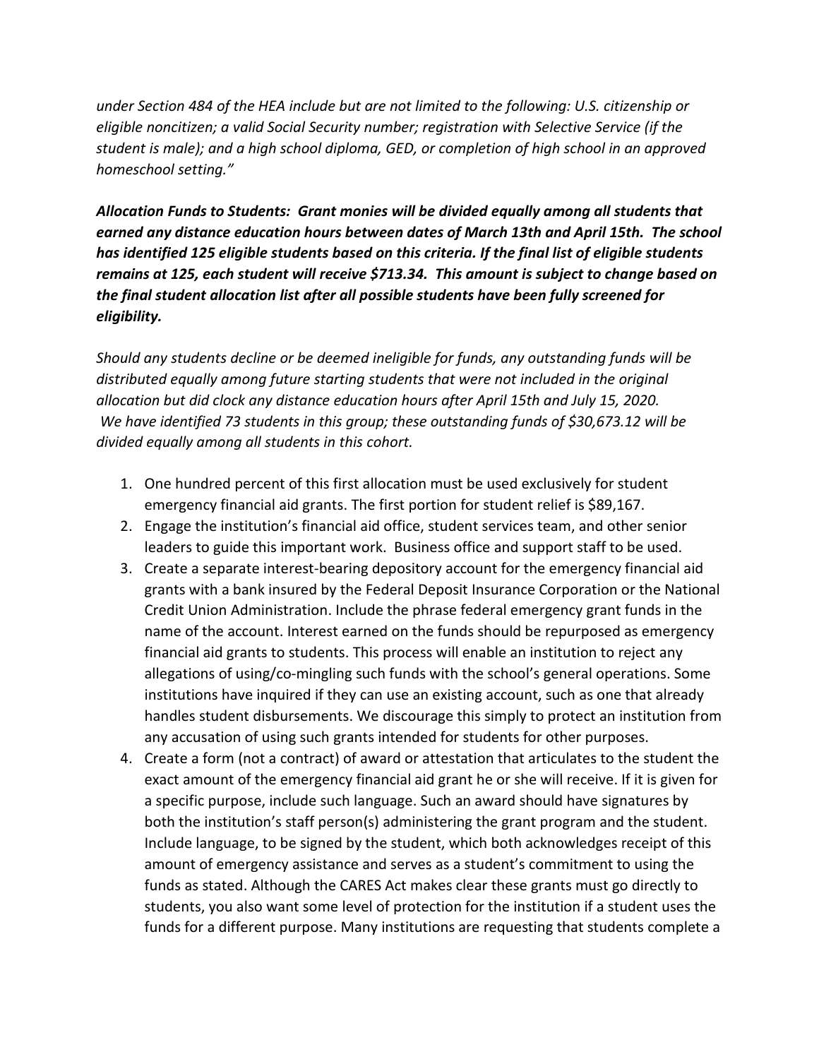*under Section 484 of the HEA include but are not limited to the following: U.S. citizenship or eligible noncitizen; a valid Social Security number; registration with Selective Service (if the student is male); and a high school diploma, GED, or completion of high school in an approved homeschool setting."*

***Allocation Funds to Students: Grant monies will be divided equally among all students that earned any distance education hours between dates of March 13th and April 15th. The school has identified 125 eligible students based on this criteria. If the final list of eligible students remains at 125, each student will receive $713.34. This amount is subject to change based on the final student allocation list after all possible students have been fully screened for eligibility.***

*Should any students decline or be deemed ineligible for funds, any outstanding funds will be distributed equally among future starting students that were not included in the original allocation but did clock any distance education hours after April 15th and July 15, 2020. We have identified 73 students in this group; these outstanding funds of $30,673.12 will be divided equally among all students in this cohort.*

1. One hundred percent of this first allocation must be used exclusively for student emergency financial aid grants. The first portion for student relief is $89,167.
2. Engage the institution's financial aid office, student services team, and other senior leaders to guide this important work. Business office and support staff to be used.
3. Create a separate interest-bearing depository account for the emergency financial aid grants with a bank insured by the Federal Deposit Insurance Corporation or the National Credit Union Administration. Include the phrase federal emergency grant funds in the name of the account. Interest earned on the funds should be repurposed as emergency financial aid grants to students. This process will enable an institution to reject any allegations of using/co-mingling such funds with the school's general operations. Some institutions have inquired if they can use an existing account, such as one that already handles student disbursements. We discourage this simply to protect an institution from any accusation of using such grants intended for students for other purposes.
4. Create a form (not a contract) of award or attestation that articulates to the student the exact amount of the emergency financial aid grant he or she will receive. If it is given for a specific purpose, include such language. Such an award should have signatures by both the institution's staff person(s) administering the grant program and the student. Include language, to be signed by the student, which both acknowledges receipt of this amount of emergency assistance and serves as a student's commitment to using the funds as stated. Although the CARES Act makes clear these grants must go directly to students, you also want some level of protection for the institution if a student uses the funds for a different purpose. Many institutions are requesting that students complete a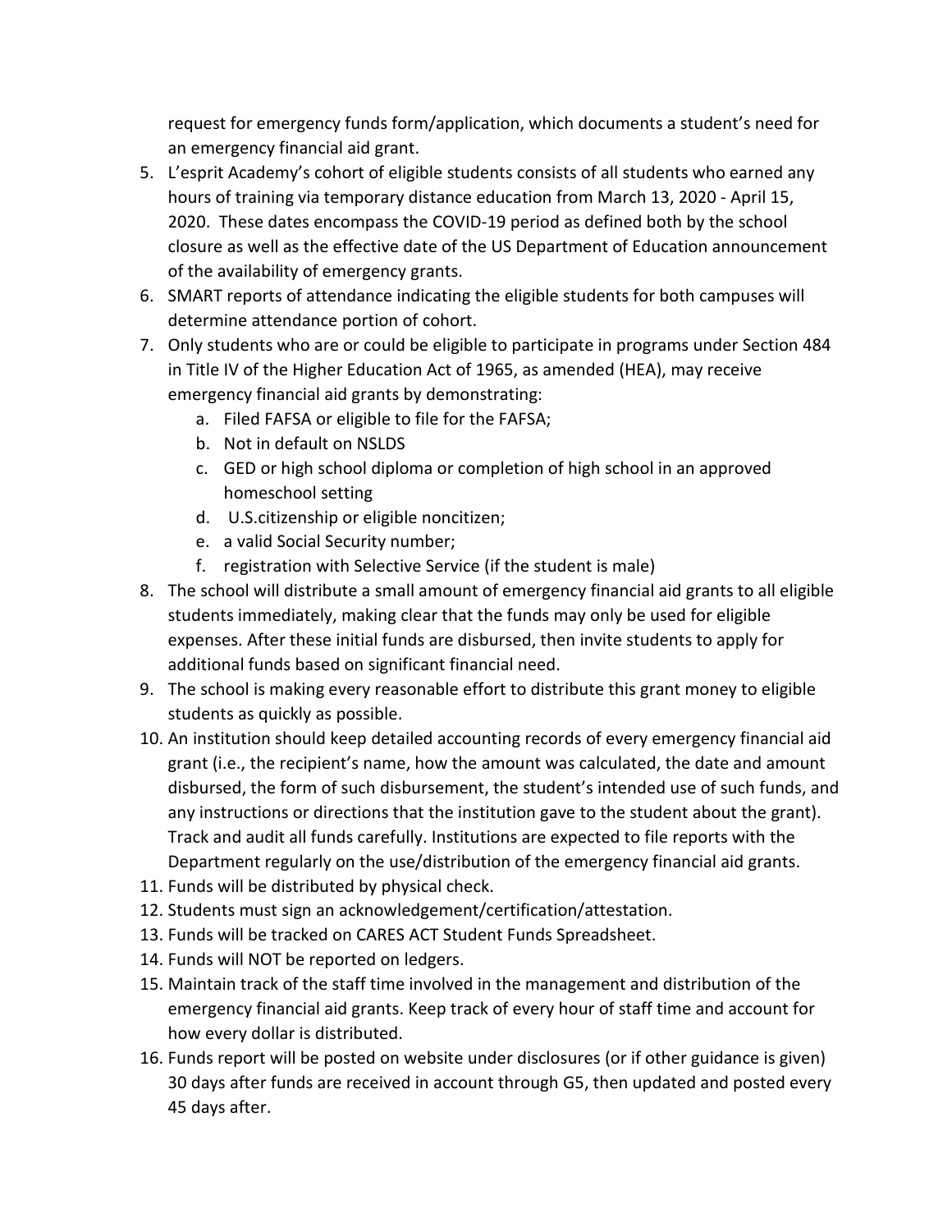request for emergency funds form/application, which documents a student's need for an emergency financial aid grant.

5. L'esprit Academy's cohort of eligible students consists of all students who earned any hours of training via temporary distance education from March 13, 2020 - April 15, 2020. These dates encompass the COVID-19 period as defined both by the school closure as well as the effective date of the US Department of Education announcement of the availability of emergency grants.
6. SMART reports of attendance indicating the eligible students for both campuses will determine attendance portion of cohort.
7. Only students who are or could be eligible to participate in programs under Section 484 in Title IV of the Higher Education Act of 1965, as amended (HEA), may receive emergency financial aid grants by demonstrating:
   a. Filed FAFSA or eligible to file for the FAFSA;
   b. Not in default on NSLDS
   c. GED or high school diploma or completion of high school in an approved homeschool setting
   d. U.S.citizenship or eligible noncitizen;
   e. a valid Social Security number;
   f. registration with Selective Service (if the student is male)
8. The school will distribute a small amount of emergency financial aid grants to all eligible students immediately, making clear that the funds may only be used for eligible expenses. After these initial funds are disbursed, then invite students to apply for additional funds based on significant financial need.
9. The school is making every reasonable effort to distribute this grant money to eligible students as quickly as possible.
10. An institution should keep detailed accounting records of every emergency financial aid grant (i.e., the recipient's name, how the amount was calculated, the date and amount disbursed, the form of such disbursement, the student's intended use of such funds, and any instructions or directions that the institution gave to the student about the grant). Track and audit all funds carefully. Institutions are expected to file reports with the Department regularly on the use/distribution of the emergency financial aid grants.
11. Funds will be distributed by physical check.
12. Students must sign an acknowledgement/certification/attestation.
13. Funds will be tracked on CARES ACT Student Funds Spreadsheet.
14. Funds will NOT be reported on ledgers.
15. Maintain track of the staff time involved in the management and distribution of the emergency financial aid grants. Keep track of every hour of staff time and account for how every dollar is distributed.
16. Funds report will be posted on website under disclosures (or if other guidance is given) 30 days after funds are received in account through G5, then updated and posted every 45 days after.